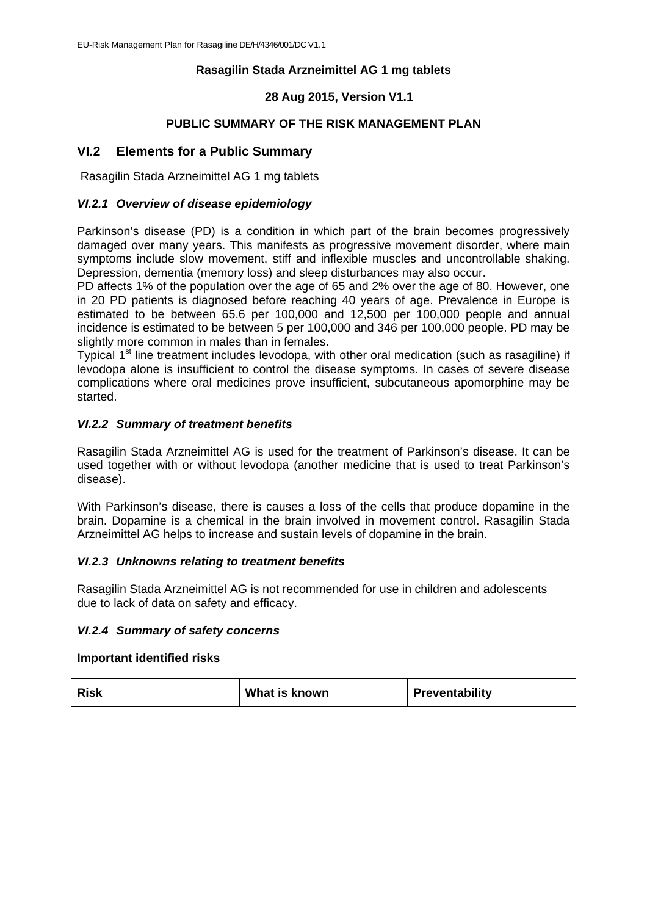**Rasagilin Stada Arzneimittel AG 1 mg tablets**

**28 Aug 2015, Version V1.1**

**PUBLIC SUMMARY OF THE RISK MANAGEMENT PLAN**

## VI.2 Elements for a Public Summary

Rasagilin Stada Arzneimittel AG 1 mg tablets

### *VI.2.1 Overview of disease epidemiology*

Parkinson's disease (PD) is a condition in which part of the brain becomes progressively damaged over many years. This manifests as progressive movement disorder, where main symptoms include slow movement, stiff and inflexible muscles and uncontrollable shaking. Depression, dementia (memory loss) and sleep disturbances may also occur.

PD affects 1% of the population over the age of 65 and 2% over the age of 80. However, one in 20 PD patients is diagnosed before reaching 40 years of age. Prevalence in Europe is estimated to be between 65.6 per 100,000 and 12,500 per 100,000 people and annual incidence is estimated to be between 5 per 100,000 and 346 per 100,000 people. PD may be slightly more common in males than in females.

Typical 1st line treatment includes levodopa, with other oral medication (such as rasagiline) if levodopa alone is insufficient to control the disease symptoms. In cases of severe disease complications where oral medicines prove insufficient, subcutaneous apomorphine may be started.

### *VI.2.2 Summary of treatment benefits*

Rasagilin Stada Arzneimittel AG is used for the treatment of Parkinson's disease. It can be used together with or without levodopa (another medicine that is used to treat Parkinson's disease).

With Parkinson's disease, there is causes a loss of the cells that produce dopamine in the brain. Dopamine is a chemical in the brain involved in movement control. Rasagilin Stada Arzneimittel AG helps to increase and sustain levels of dopamine in the brain.

### *VI.2.3 Unknowns relating to treatment benefits*

Rasagilin Stada Arzneimittel AG is not recommended for use in children and adolescents due to lack of data on safety and efficacy.

### *VI.2.4 Summary of safety concerns*

**Important identified risks**

| Risk | What is known | Preventability |
|---|---|---|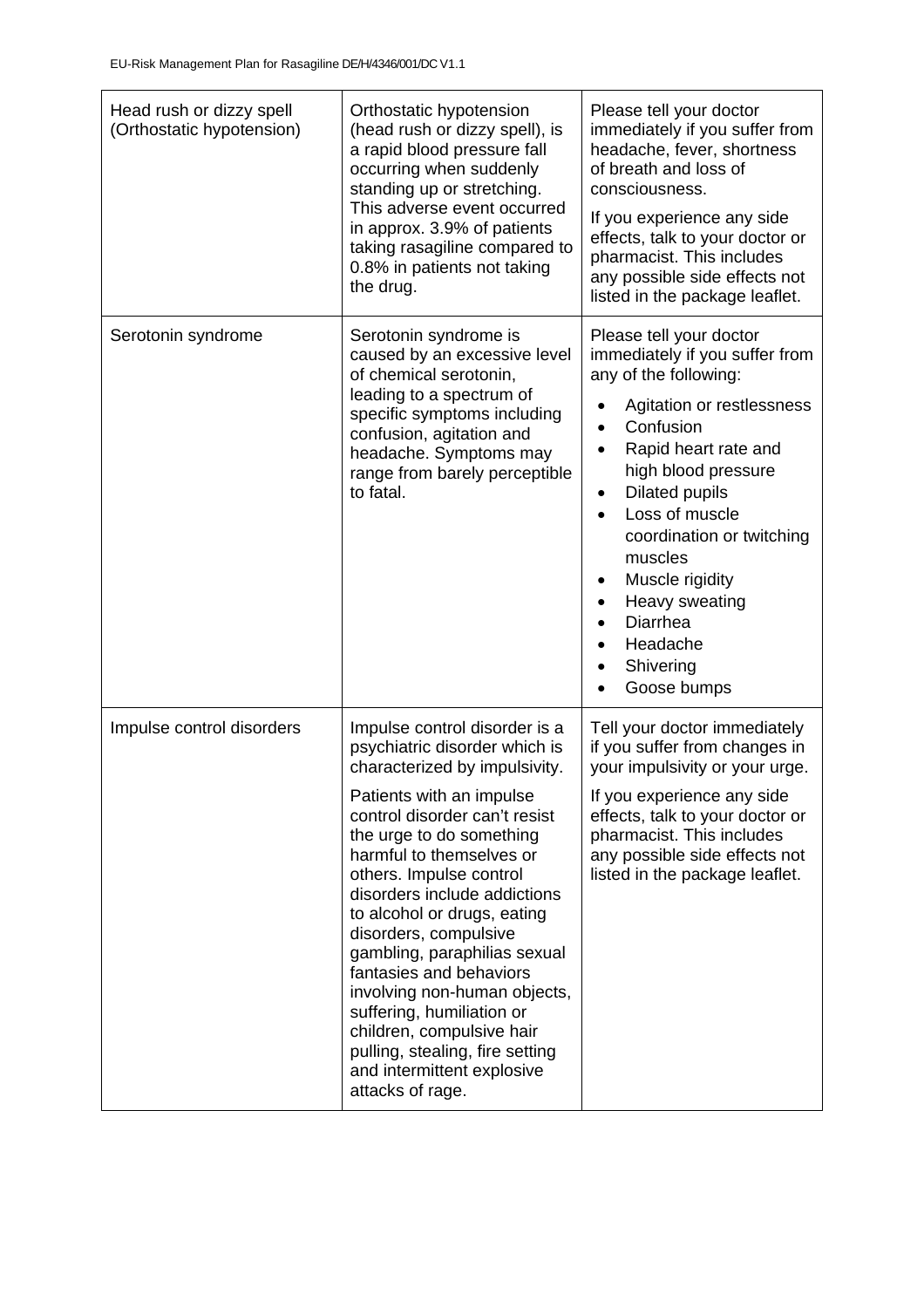| Head rush or dizzy spell (Orthostatic hypotension) | Orthostatic hypotension (head rush or dizzy spell), is a rapid blood pressure fall occurring when suddenly standing up or stretching. This adverse event occurred in approx. 3.9% of patients taking rasagiline compared to 0.8% in patients not taking the drug. | Please tell your doctor immediately if you suffer from headache, fever, shortness of breath and loss of consciousness.<br><br>If you experience any side effects, talk to your doctor or pharmacist. This includes any possible side effects not listed in the package leaflet. |
|---|---|---|
| Serotonin syndrome | Serotonin syndrome is caused by an excessive level of chemical serotonin, leading to a spectrum of specific symptoms including confusion, agitation and headache. Symptoms may range from barely perceptible to fatal. | Please tell your doctor immediately if you suffer from any of the following:<br><br>• Agitation or restlessness<br>• Confusion<br>• Rapid heart rate and high blood pressure<br>• Dilated pupils<br>• Loss of muscle coordination or twitching muscles<br>• Muscle rigidity<br>• Heavy sweating<br>• Diarrhea<br>• Headache<br>• Shivering<br>• Goose bumps |
| Impulse control disorders | Impulse control disorder is a psychiatric disorder which is characterized by impulsivity.<br><br>Patients with an impulse control disorder can't resist the urge to do something harmful to themselves or others. Impulse control disorders include addictions to alcohol or drugs, eating disorders, compulsive gambling, paraphilias sexual fantasies and behaviors involving non-human objects, suffering, humiliation or children, compulsive hair pulling, stealing, fire setting and intermittent explosive attacks of rage. | Tell your doctor immediately if you suffer from changes in your impulsivity or your urge.<br><br>If you experience any side effects, talk to your doctor or pharmacist. This includes any possible side effects not listed in the package leaflet. |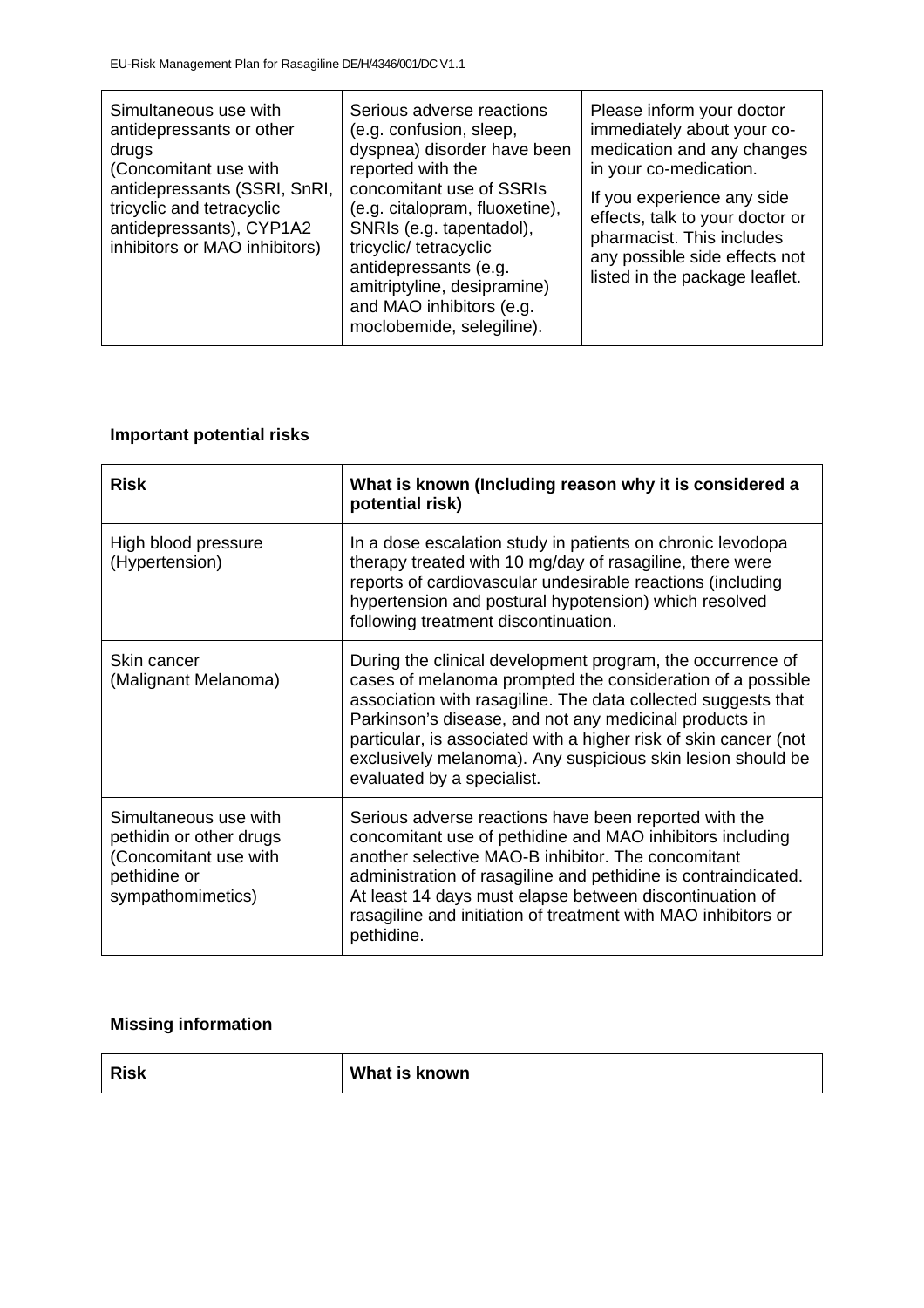| Simultaneous use with antidepressants or other drugs<br>(Concomitant use with antidepressants (SSRI, SnRI, tricyclic and tetracyclic antidepressants), CYP1A2 inhibitors or MAO inhibitors) | Serious adverse reactions (e.g. confusion, sleep, dyspnea) disorder have been reported with the concomitant use of SSRIs (e.g. citalopram, fluoxetine), SNRIs (e.g. tapentadol), tricyclic/ tetracyclic antidepressants (e.g. amitriptyline, desipramine) and MAO inhibitors (e.g. moclobemide, selegiline). | Please inform your doctor immediately about your co-medication and any changes in your co-medication.<br><br>If you experience any side effects, talk to your doctor or pharmacist. This includes any possible side effects not listed in the package leaflet. |
|---|---|---|

**Important potential risks**

| Risk | What is known (Including reason why it is considered a potential risk) |
|---|---|
| High blood pressure (Hypertension) | In a dose escalation study in patients on chronic levodopa therapy treated with 10 mg/day of rasagiline, there were reports of cardiovascular undesirable reactions (including hypertension and postural hypotension) which resolved following treatment discontinuation. |
| Skin cancer (Malignant Melanoma) | During the clinical development program, the occurrence of cases of melanoma prompted the consideration of a possible association with rasagiline. The data collected suggests that Parkinson's disease, and not any medicinal products in particular, is associated with a higher risk of skin cancer (not exclusively melanoma). Any suspicious skin lesion should be evaluated by a specialist. |
| Simultaneous use with pethidin or other drugs (Concomitant use with pethidine or sympathomimetics) | Serious adverse reactions have been reported with the concomitant use of pethidine and MAO inhibitors including another selective MAO-B inhibitor. The concomitant administration of rasagiline and pethidine is contraindicated. At least 14 days must elapse between discontinuation of rasagiline and initiation of treatment with MAO inhibitors or pethidine. |

**Missing information**

| Risk | What is known |
|---|---|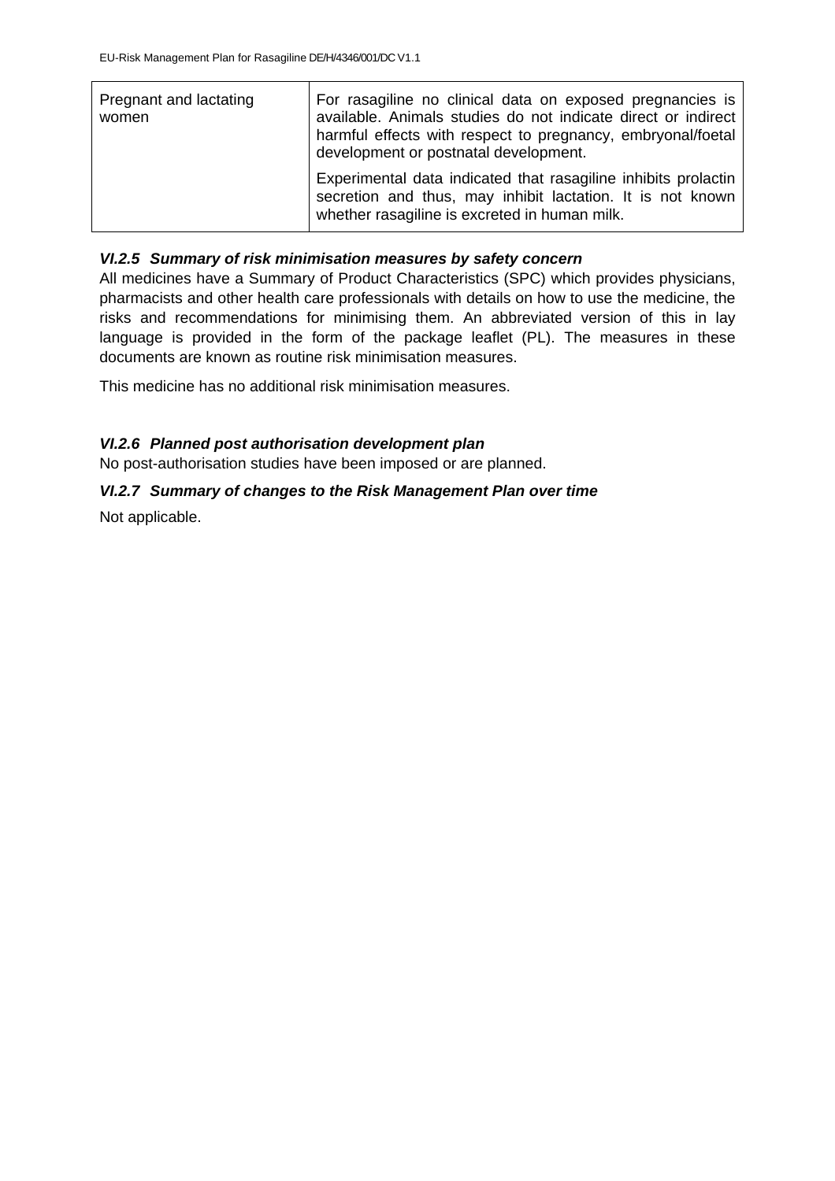| | |
|---|---|
| Pregnant and lactating women | For rasagiline no clinical data on exposed pregnancies is available. Animals studies do not indicate direct or indirect harmful effects with respect to pregnancy, embryonal/foetal development or postnatal development.<br><br>Experimental data indicated that rasagiline inhibits prolactin secretion and thus, may inhibit lactation. It is not known whether rasagiline is excreted in human milk. |

### *VI.2.5 Summary of risk minimisation measures by safety concern*

All medicines have a Summary of Product Characteristics (SPC) which provides physicians, pharmacists and other health care professionals with details on how to use the medicine, the risks and recommendations for minimising them. An abbreviated version of this in lay language is provided in the form of the package leaflet (PL). The measures in these documents are known as routine risk minimisation measures.

This medicine has no additional risk minimisation measures.

### *VI.2.6 Planned post authorisation development plan*

No post-authorisation studies have been imposed or are planned.

### *VI.2.7 Summary of changes to the Risk Management Plan over time*

Not applicable.